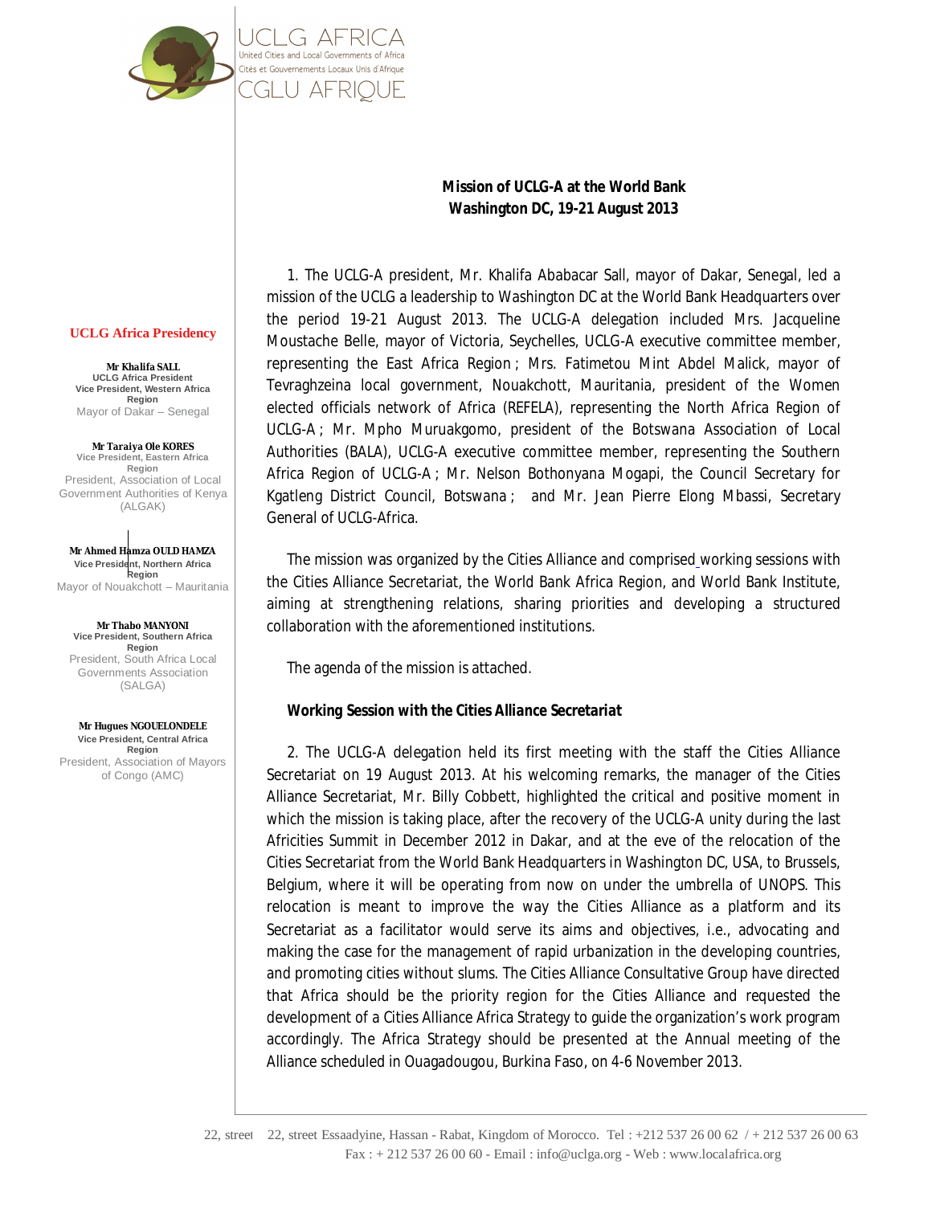UCLG AFRICA
United Cities and Local Governments of Africa
Cités et Gouvernements Locaux Unis d'Afrique
CGLU AFRIQUE

**UCLG Africa Presidency**

**Mr Khalifa SALL**
UCLG Africa President
Vice President, Western Africa Region
Mayor of Dakar – Senegal

**Mr Taraiya Ole KORES**
Vice President, Eastern Africa Region
President, Association of Local Government Authorities of Kenya (ALGAK)

**Mr Ahmed Hamza OULD HAMZA**
Vice President, Northern Africa Region
Mayor of Nouakchott – Mauritania

**Mr Thabo MANYONI**
Vice President, Southern Africa Region
President, South Africa Local Governments Association (SALGA)

**Mr Hugues NGOUELONDELE**
Vice President, Central Africa Region
President, Association of Mayors of Congo (AMC)

**Mission of UCLG-A at the World Bank**
**Washington DC, 19-21 August 2013**

1. The UCLG-A president, Mr. Khalifa Ababacar Sall, mayor of Dakar, Senegal, led a mission of the UCLG a leadership to Washington DC at the World Bank Headquarters over the period 19-21 August 2013. The UCLG-A delegation included Mrs. Jacqueline Moustache Belle, mayor of Victoria, Seychelles, UCLG-A executive committee member, representing the East Africa Region ; Mrs. Fatimetou Mint Abdel Malick, mayor of Tevraghzeina local government, Nouakchott, Mauritania, president of the Women elected officials network of Africa (REFELA), representing the North Africa Region of UCLG-A ; Mr. Mpho Muruakgomo, president of the Botswana Association of Local Authorities (BALA), UCLG-A executive committee member, representing the Southern Africa Region of UCLG-A ; Mr. Nelson Bothonyana Mogapi, the Council Secretary for Kgatleng District Council, Botswana ; and Mr. Jean Pierre Elong Mbassi, Secretary General of UCLG-Africa.

The mission was organized by the Cities Alliance and comprised working sessions with the Cities Alliance Secretariat, the World Bank Africa Region, and World Bank Institute, aiming at strengthening relations, sharing priorities and developing a structured collaboration with the aforementioned institutions.

The agenda of the mission is attached.

***Working Session with the Cities Alliance Secretariat***

2. The UCLG-A delegation held its first meeting with the staff the Cities Alliance Secretariat on 19 August 2013. At his welcoming remarks, the manager of the Cities Alliance Secretariat, Mr. Billy Cobbett, highlighted the critical and positive moment in which the mission is taking place, after the recovery of the UCLG-A unity during the last Africities Summit in December 2012 in Dakar, and at the eve of the relocation of the Cities Secretariat from the World Bank Headquarters in Washington DC, USA, to Brussels, Belgium, where it will be operating from now on under the umbrella of UNOPS. This relocation is meant to improve the way the Cities Alliance as a platform and its Secretariat as a facilitator would serve its aims and objectives, i.e., advocating and making the case for the management of rapid urbanization in the developing countries, and promoting cities without slums. The Cities Alliance Consultative Group have directed that Africa should be the priority region for the Cities Alliance and requested the development of a Cities Alliance Africa Strategy to guide the organization's work program accordingly. The Africa Strategy should be presented at the Annual meeting of the Alliance scheduled in Ouagadougou, Burkina Faso, on 4-6 November 2013.

22, street Essaadyine, Hassan - Rabat, Kingdom of Morocco. Tel : +212 537 26 00 62 / + 212 537 26 00 63
Fax : + 212 537 26 00 60 - Email : info@uclga.org - Web : www.localafrica.org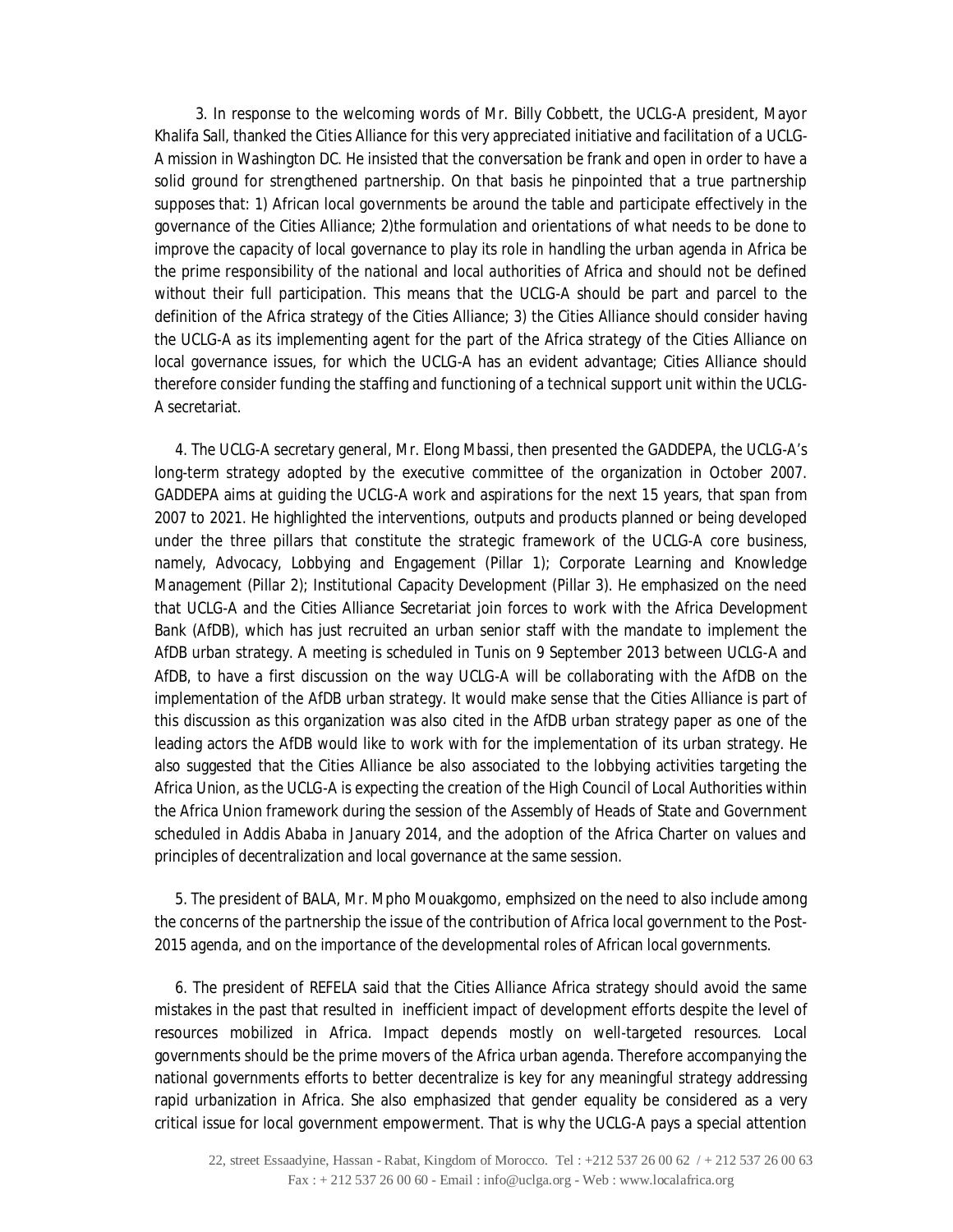3. In response to the welcoming words of Mr. Billy Cobbett, the UCLG-A president, Mayor Khalifa Sall, thanked the Cities Alliance for this very appreciated initiative and facilitation of a UCLG-A mission in Washington DC. He insisted that the conversation be frank and open in order to have a solid ground for strengthened partnership. On that basis he pinpointed that a true partnership supposes that: 1) African local governments be around the table and participate effectively in the governance of the Cities Alliance; 2)the formulation and orientations of what needs to be done to improve the capacity of local governance to play its role in handling the urban agenda in Africa be the prime responsibility of the national and local authorities of Africa and should not be defined without their full participation. This means that the UCLG-A should be part and parcel to the definition of the Africa strategy of the Cities Alliance; 3) the Cities Alliance should consider having the UCLG-A as its implementing agent for the part of the Africa strategy of the Cities Alliance on local governance issues, for which the UCLG-A has an evident advantage; Cities Alliance should therefore consider funding the staffing and functioning of a technical support unit within the UCLG-A secretariat.

4. The UCLG-A secretary general, Mr. Elong Mbassi, then presented the GADDEPA, the UCLG-A's long-term strategy adopted by the executive committee of the organization in October 2007. GADDEPA aims at guiding the UCLG-A work and aspirations for the next 15 years, that span from 2007 to 2021. He highlighted the interventions, outputs and products planned or being developed under the three pillars that constitute the strategic framework of the UCLG-A core business, namely, Advocacy, Lobbying and Engagement (Pillar 1); Corporate Learning and Knowledge Management (Pillar 2); Institutional Capacity Development (Pillar 3). He emphasized on the need that UCLG-A and the Cities Alliance Secretariat join forces to work with the Africa Development Bank (AfDB), which has just recruited an urban senior staff with the mandate to implement the AfDB urban strategy. A meeting is scheduled in Tunis on 9 September 2013 between UCLG-A and AfDB, to have a first discussion on the way UCLG-A will be collaborating with the AfDB on the implementation of the AfDB urban strategy. It would make sense that the Cities Alliance is part of this discussion as this organization was also cited in the AfDB urban strategy paper as one of the leading actors the AfDB would like to work with for the implementation of its urban strategy. He also suggested that the Cities Alliance be also associated to the lobbying activities targeting the Africa Union, as the UCLG-A is expecting the creation of the High Council of Local Authorities within the Africa Union framework during the session of the Assembly of Heads of State and Government scheduled in Addis Ababa in January 2014, and the adoption of the Africa Charter on values and principles of decentralization and local governance at the same session.

5. The president of BALA, Mr. Mpho Mouakgomo, emphsized on the need to also include among the concerns of the partnership the issue of the contribution of Africa local government to the Post-2015 agenda, and on the importance of the developmental roles of African local governments.

6. The president of REFELA said that the Cities Alliance Africa strategy should avoid the same mistakes in the past that resulted in inefficient impact of development efforts despite the level of resources mobilized in Africa. Impact depends mostly on well-targeted resources. Local governments should be the prime movers of the Africa urban agenda. Therefore accompanying the national governments efforts to better decentralize is key for any meaningful strategy addressing rapid urbanization in Africa. She also emphasized that gender equality be considered as a very critical issue for local government empowerment. That is why the UCLG-A pays a special attention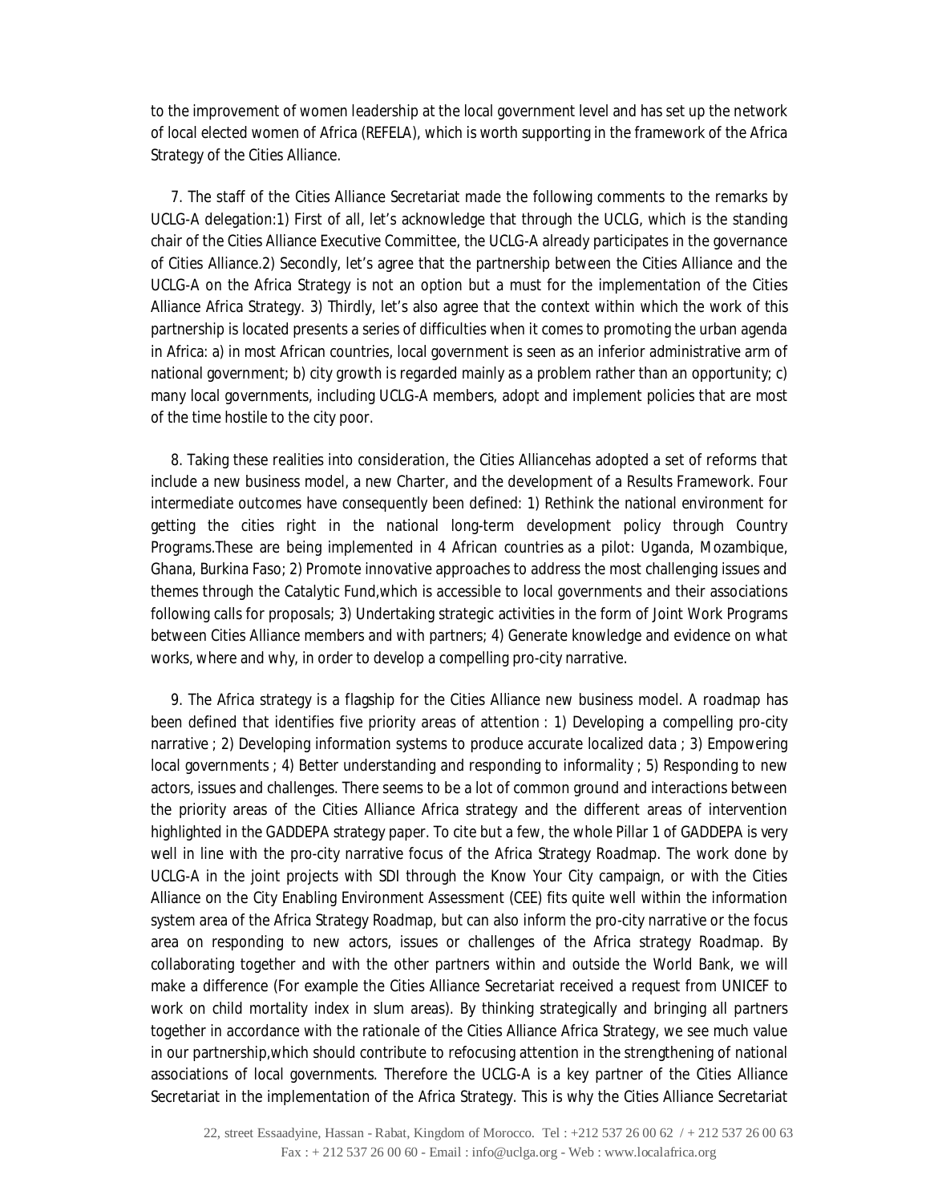to the improvement of women leadership at the local government level and has set up the network of local elected women of Africa (REFELA), which is worth supporting in the framework of the Africa Strategy of the Cities Alliance.

7. The staff of the Cities Alliance Secretariat made the following comments to the remarks by UCLG-A delegation:1) First of all, let's acknowledge that through the UCLG, which is the standing chair of the Cities Alliance Executive Committee, the UCLG-A already participates in the governance of Cities Alliance.2) Secondly, let's agree that the partnership between the Cities Alliance and the UCLG-A on the Africa Strategy is not an option but a must for the implementation of the Cities Alliance Africa Strategy. 3) Thirdly, let's also agree that the context within which the work of this partnership is located presents a series of difficulties when it comes to promoting the urban agenda in Africa: a) in most African countries, local government is seen as an inferior administrative arm of national government; b) city growth is regarded mainly as a problem rather than an opportunity; c) many local governments, including UCLG-A members, adopt and implement policies that are most of the time hostile to the city poor.

8. Taking these realities into consideration, the Cities Alliancehas adopted a set of reforms that include a new business model, a new Charter, and the development of a Results Framework. Four intermediate outcomes have consequently been defined: 1) Rethink the national environment for getting the cities right in the national long-term development policy through Country Programs.These are being implemented in 4 African countries as a pilot: Uganda, Mozambique, Ghana, Burkina Faso; 2) Promote innovative approaches to address the most challenging issues and themes through the Catalytic Fund,which is accessible to local governments and their associations following calls for proposals; 3) Undertaking strategic activities in the form of Joint Work Programs between Cities Alliance members and with partners; 4) Generate knowledge and evidence on what works, where and why, in order to develop a compelling pro-city narrative.

9. The Africa strategy is a flagship for the Cities Alliance new business model. A roadmap has been defined that identifies five priority areas of attention : 1) Developing a compelling pro-city narrative ; 2) Developing information systems to produce accurate localized data ; 3) Empowering local governments ; 4) Better understanding and responding to informality ; 5) Responding to new actors, issues and challenges. There seems to be a lot of common ground and interactions between the priority areas of the Cities Alliance Africa strategy and the different areas of intervention highlighted in the GADDEPA strategy paper. To cite but a few, the whole Pillar 1 of GADDEPA is very well in line with the pro-city narrative focus of the Africa Strategy Roadmap. The work done by UCLG-A in the joint projects with SDI through the Know Your City campaign, or with the Cities Alliance on the City Enabling Environment Assessment (CEE) fits quite well within the information system area of the Africa Strategy Roadmap, but can also inform the pro-city narrative or the focus area on responding to new actors, issues or challenges of the Africa strategy Roadmap. By collaborating together and with the other partners within and outside the World Bank, we will make a difference (For example the Cities Alliance Secretariat received a request from UNICEF to work on child mortality index in slum areas). By thinking strategically and bringing all partners together in accordance with the rationale of the Cities Alliance Africa Strategy, we see much value in our partnership,which should contribute to refocusing attention in the strengthening of national associations of local governments. Therefore the UCLG-A is a key partner of the Cities Alliance Secretariat in the implementation of the Africa Strategy. This is why the Cities Alliance Secretariat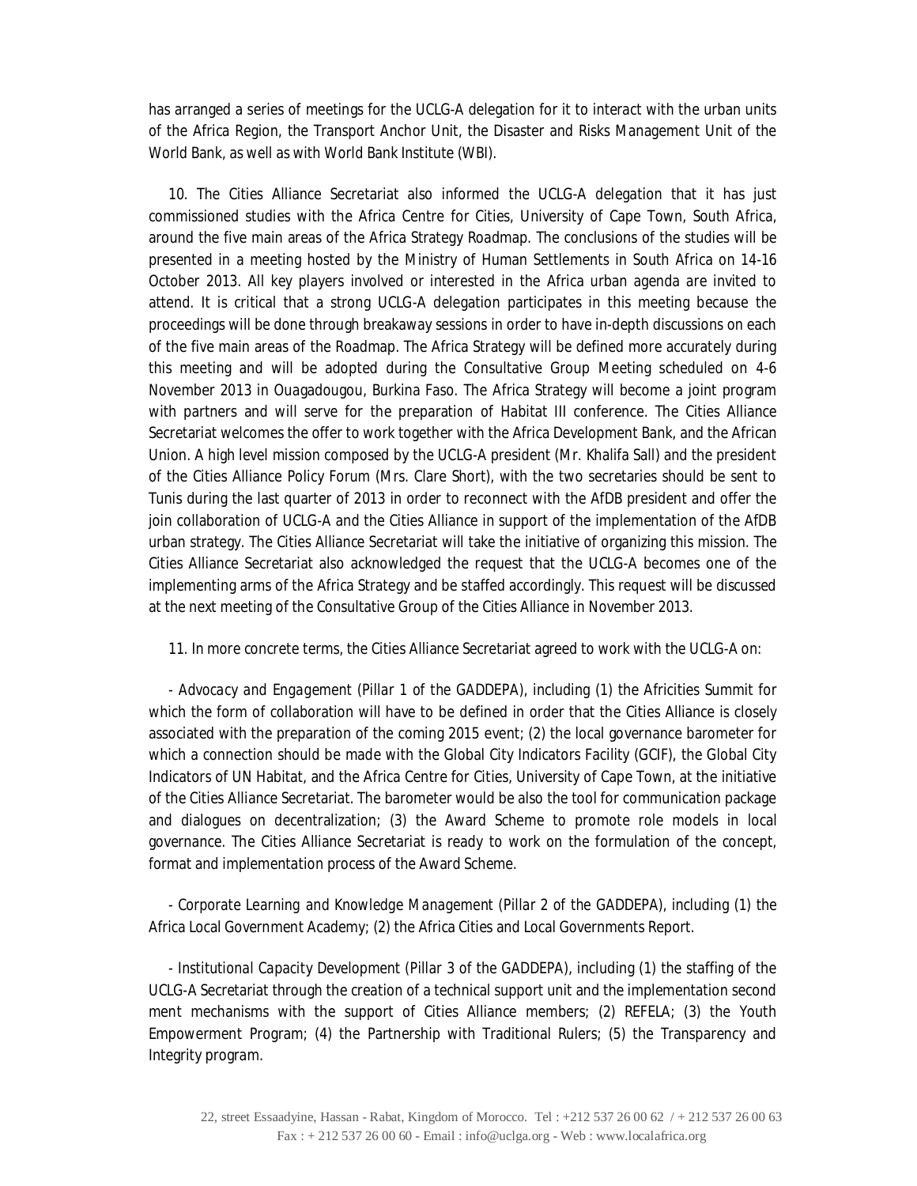has arranged a series of meetings for the UCLG-A delegation for it to interact with the urban units of the Africa Region, the Transport Anchor Unit, the Disaster and Risks Management Unit of the World Bank, as well as with World Bank Institute (WBI).

10. The Cities Alliance Secretariat also informed the UCLG-A delegation that it has just commissioned studies with the Africa Centre for Cities, University of Cape Town, South Africa, around the five main areas of the Africa Strategy Roadmap. The conclusions of the studies will be presented in a meeting hosted by the Ministry of Human Settlements in South Africa on 14-16 October 2013. All key players involved or interested in the Africa urban agenda are invited to attend. It is critical that a strong UCLG-A delegation participates in this meeting because the proceedings will be done through breakaway sessions in order to have in-depth discussions on each of the five main areas of the Roadmap. The Africa Strategy will be defined more accurately during this meeting and will be adopted during the Consultative Group Meeting scheduled on 4-6 November 2013 in Ouagadougou, Burkina Faso. The Africa Strategy will become a joint program with partners and will serve for the preparation of Habitat III conference. The Cities Alliance Secretariat welcomes the offer to work together with the Africa Development Bank, and the African Union. A high level mission composed by the UCLG-A president (Mr. Khalifa Sall) and the president of the Cities Alliance Policy Forum (Mrs. Clare Short), with the two secretaries should be sent to Tunis during the last quarter of 2013 in order to reconnect with the AfDB president and offer the join collaboration of UCLG-A and the Cities Alliance in support of the implementation of the AfDB urban strategy. The Cities Alliance Secretariat will take the initiative of organizing this mission. The Cities Alliance Secretariat also acknowledged the request that the UCLG-A becomes one of the implementing arms of the Africa Strategy and be staffed accordingly. This request will be discussed at the next meeting of the Consultative Group of the Cities Alliance in November 2013.

11. In more concrete terms, the Cities Alliance Secretariat agreed to work with the UCLG-A on:

- Advocacy and Engagement (Pillar 1 of the GADDEPA), including (1) the Africities Summit for which the form of collaboration will have to be defined in order that the Cities Alliance is closely associated with the preparation of the coming 2015 event; (2) the local governance barometer for which a connection should be made with the Global City Indicators Facility (GCIF), the Global City Indicators of UN Habitat, and the Africa Centre for Cities, University of Cape Town, at the initiative of the Cities Alliance Secretariat. The barometer would be also the tool for communication package and dialogues on decentralization; (3) the Award Scheme to promote role models in local governance. The Cities Alliance Secretariat is ready to work on the formulation of the concept, format and implementation process of the Award Scheme.

- Corporate Learning and Knowledge Management (Pillar 2 of the GADDEPA), including (1) the Africa Local Government Academy; (2) the Africa Cities and Local Governments Report.

- Institutional Capacity Development (Pillar 3 of the GADDEPA), including (1) the staffing of the UCLG-A Secretariat through the creation of a technical support unit and the implementation second ment mechanisms with the support of Cities Alliance members; (2) REFELA; (3) the Youth Empowerment Program; (4) the Partnership with Traditional Rulers; (5) the Transparency and Integrity program.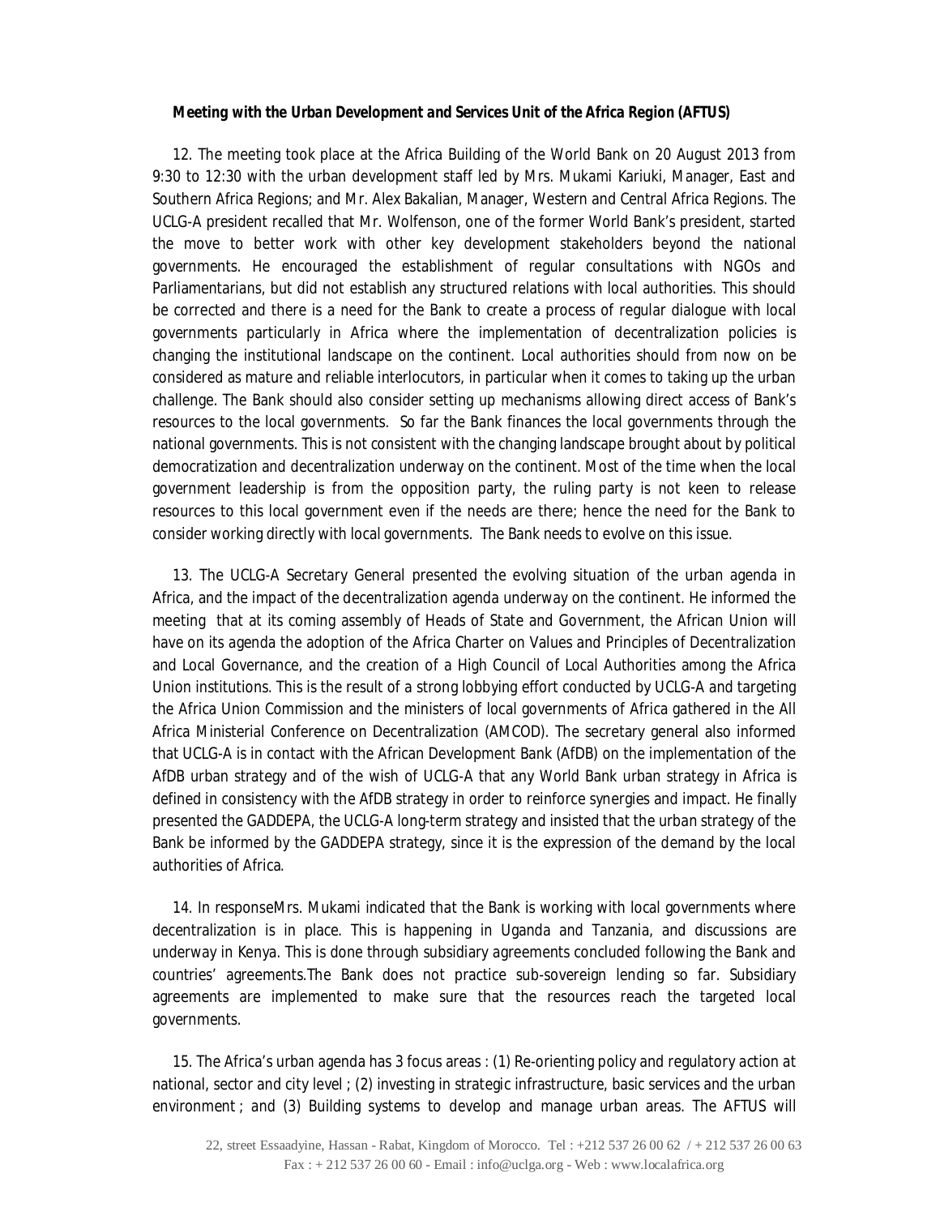**Meeting with the Urban Development and Services Unit of the Africa Region (AFTUS)**

12. The meeting took place at the Africa Building of the World Bank on 20 August 2013 from 9:30 to 12:30 with the urban development staff led by Mrs. Mukami Kariuki, Manager, East and Southern Africa Regions; and Mr. Alex Bakalian, Manager, Western and Central Africa Regions. The UCLG-A president recalled that Mr. Wolfenson, one of the former World Bank's president, started the move to better work with other key development stakeholders beyond the national governments. He encouraged the establishment of regular consultations with NGOs and Parliamentarians, but did not establish any structured relations with local authorities. This should be corrected and there is a need for the Bank to create a process of regular dialogue with local governments particularly in Africa where the implementation of decentralization policies is changing the institutional landscape on the continent. Local authorities should from now on be considered as mature and reliable interlocutors, in particular when it comes to taking up the urban challenge. The Bank should also consider setting up mechanisms allowing direct access of Bank's resources to the local governments. So far the Bank finances the local governments through the national governments. This is not consistent with the changing landscape brought about by political democratization and decentralization underway on the continent. Most of the time when the local government leadership is from the opposition party, the ruling party is not keen to release resources to this local government even if the needs are there; hence the need for the Bank to consider working directly with local governments. The Bank needs to evolve on this issue.

13. The UCLG-A Secretary General presented the evolving situation of the urban agenda in Africa, and the impact of the decentralization agenda underway on the continent. He informed the meeting that at its coming assembly of Heads of State and Government, the African Union will have on its agenda the adoption of the Africa Charter on Values and Principles of Decentralization and Local Governance, and the creation of a High Council of Local Authorities among the Africa Union institutions. This is the result of a strong lobbying effort conducted by UCLG-A and targeting the Africa Union Commission and the ministers of local governments of Africa gathered in the All Africa Ministerial Conference on Decentralization (AMCOD). The secretary general also informed that UCLG-A is in contact with the African Development Bank (AfDB) on the implementation of the AfDB urban strategy and of the wish of UCLG-A that any World Bank urban strategy in Africa is defined in consistency with the AfDB strategy in order to reinforce synergies and impact. He finally presented the GADDEPA, the UCLG-A long-term strategy and insisted that the urban strategy of the Bank be informed by the GADDEPA strategy, since it is the expression of the demand by the local authorities of Africa.

14. In responseMrs. Mukami indicated that the Bank is working with local governments where decentralization is in place. This is happening in Uganda and Tanzania, and discussions are underway in Kenya. This is done through subsidiary agreements concluded following the Bank and countries' agreements.The Bank does not practice sub-sovereign lending so far. Subsidiary agreements are implemented to make sure that the resources reach the targeted local governments.

15. The Africa's urban agenda has 3 focus areas : (1) Re-orienting policy and regulatory action at national, sector and city level ; (2) investing in strategic infrastructure, basic services and the urban environment ; and (3) Building systems to develop and manage urban areas. The AFTUS will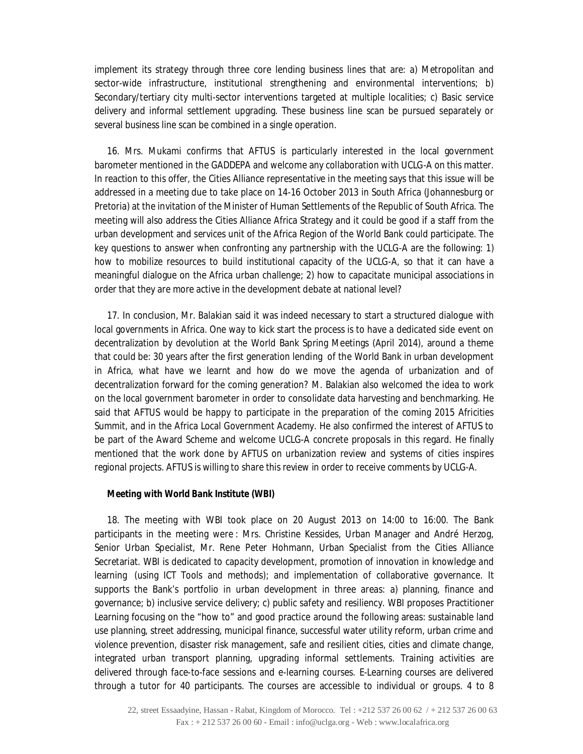implement its strategy through three core lending business lines that are: a) Metropolitan and sector-wide infrastructure, institutional strengthening and environmental interventions; b) Secondary/tertiary city multi-sector interventions targeted at multiple localities; c) Basic service delivery and informal settlement upgrading. These business line scan be pursued separately or several business line scan be combined in a single operation.

16. Mrs. Mukami confirms that AFTUS is particularly interested in the local government barometer mentioned in the GADDEPA and welcome any collaboration with UCLG-A on this matter. In reaction to this offer, the Cities Alliance representative in the meeting says that this issue will be addressed in a meeting due to take place on 14-16 October 2013 in South Africa (Johannesburg or Pretoria) at the invitation of the Minister of Human Settlements of the Republic of South Africa. The meeting will also address the Cities Alliance Africa Strategy and it could be good if a staff from the urban development and services unit of the Africa Region of the World Bank could participate. The key questions to answer when confronting any partnership with the UCLG-A are the following: 1) how to mobilize resources to build institutional capacity of the UCLG-A, so that it can have a meaningful dialogue on the Africa urban challenge; 2) how to capacitate municipal associations in order that they are more active in the development debate at national level?

17. In conclusion, Mr. Balakian said it was indeed necessary to start a structured dialogue with local governments in Africa. One way to kick start the process is to have a dedicated side event on decentralization by devolution at the World Bank Spring Meetings (April 2014), around a theme that could be: 30 years after the first generation lending of the World Bank in urban development in Africa, what have we learnt and how do we move the agenda of urbanization and of decentralization forward for the coming generation? M. Balakian also welcomed the idea to work on the local government barometer in order to consolidate data harvesting and benchmarking. He said that AFTUS would be happy to participate in the preparation of the coming 2015 Africities Summit, and in the Africa Local Government Academy. He also confirmed the interest of AFTUS to be part of the Award Scheme and welcome UCLG-A concrete proposals in this regard. He finally mentioned that the work done by AFTUS on urbanization review and systems of cities inspires regional projects. AFTUS is willing to share this review in order to receive comments by UCLG-A.

**Meeting with World Bank Institute (WBI)**

18. The meeting with WBI took place on 20 August 2013 on 14:00 to 16:00. The Bank participants in the meeting were : Mrs. Christine Kessides, Urban Manager and André Herzog, Senior Urban Specialist, Mr. Rene Peter Hohmann, Urban Specialist from the Cities Alliance Secretariat. WBI is dedicated to capacity development, promotion of innovation in knowledge and learning (using ICT Tools and methods); and implementation of collaborative governance. It supports the Bank's portfolio in urban development in three areas: a) planning, finance and governance; b) inclusive service delivery; c) public safety and resiliency. WBI proposes Practitioner Learning focusing on the "how to" and good practice around the following areas: sustainable land use planning, street addressing, municipal finance, successful water utility reform, urban crime and violence prevention, disaster risk management, safe and resilient cities, cities and climate change, integrated urban transport planning, upgrading informal settlements. Training activities are delivered through face-to-face sessions and e-learning courses. E-Learning courses are delivered through a tutor for 40 participants. The courses are accessible to individual or groups. 4 to 8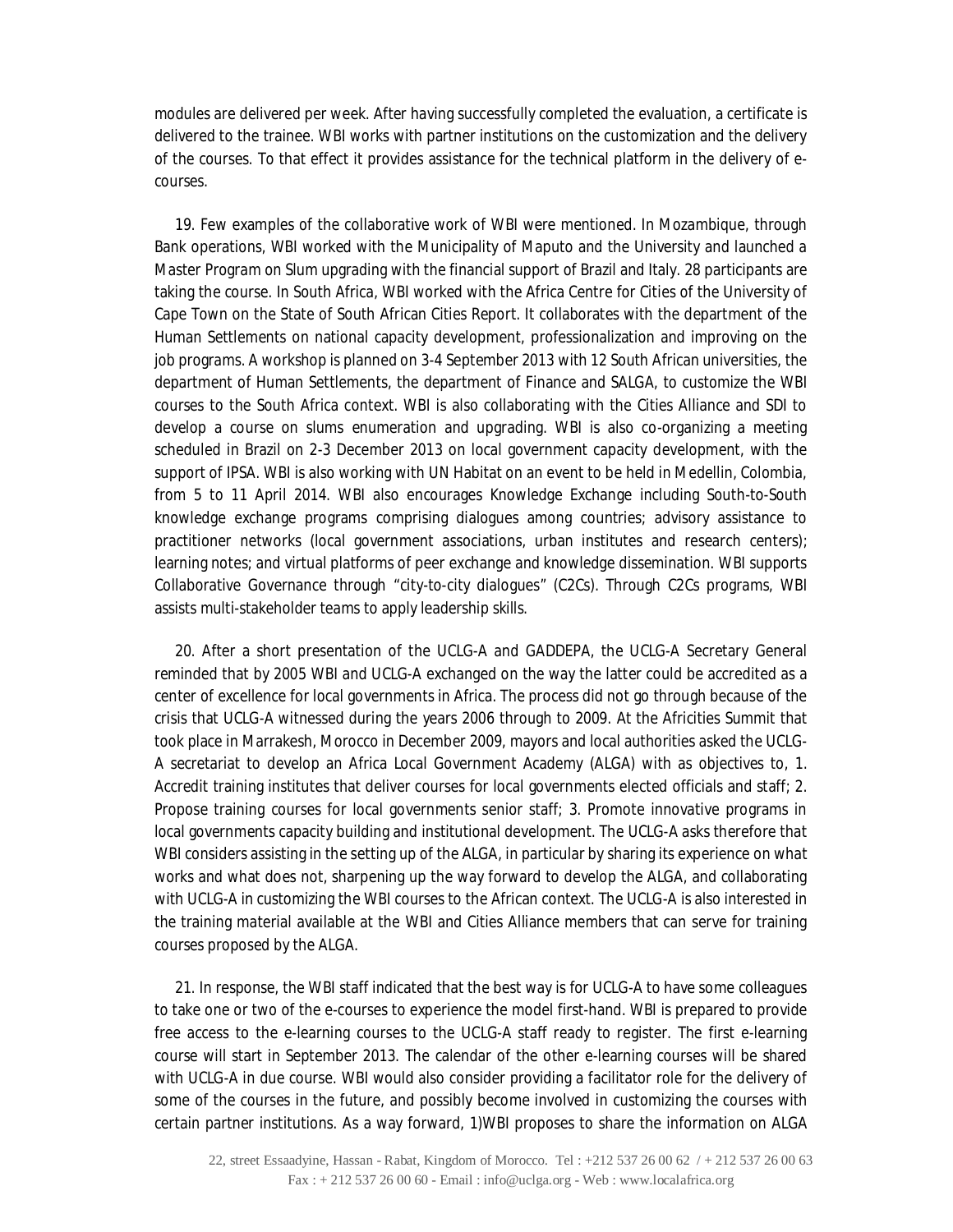modules are delivered per week. After having successfully completed the evaluation, a certificate is delivered to the trainee. WBI works with partner institutions on the customization and the delivery of the courses. To that effect it provides assistance for the technical platform in the delivery of e-courses.

19. Few examples of the collaborative work of WBI were mentioned. In Mozambique, through Bank operations, WBI worked with the Municipality of Maputo and the University and launched a Master Program on Slum upgrading with the financial support of Brazil and Italy. 28 participants are taking the course. In South Africa, WBI worked with the Africa Centre for Cities of the University of Cape Town on the State of South African Cities Report. It collaborates with the department of the Human Settlements on national capacity development, professionalization and improving on the job programs. A workshop is planned on 3-4 September 2013 with 12 South African universities, the department of Human Settlements, the department of Finance and SALGA, to customize the WBI courses to the South Africa context. WBI is also collaborating with the Cities Alliance and SDI to develop a course on slums enumeration and upgrading. WBI is also co-organizing a meeting scheduled in Brazil on 2-3 December 2013 on local government capacity development, with the support of IPSA. WBI is also working with UN Habitat on an event to be held in Medellin, Colombia, from 5 to 11 April 2014. WBI also encourages Knowledge Exchange including South-to-South knowledge exchange programs comprising dialogues among countries; advisory assistance to practitioner networks (local government associations, urban institutes and research centers); learning notes; and virtual platforms of peer exchange and knowledge dissemination. WBI supports Collaborative Governance through "city-to-city dialogues" (C2Cs). Through C2Cs programs, WBI assists multi-stakeholder teams to apply leadership skills.

20. After a short presentation of the UCLG-A and GADDEPA, the UCLG-A Secretary General reminded that by 2005 WBI and UCLG-A exchanged on the way the latter could be accredited as a center of excellence for local governments in Africa. The process did not go through because of the crisis that UCLG-A witnessed during the years 2006 through to 2009. At the Africities Summit that took place in Marrakesh, Morocco in December 2009, mayors and local authorities asked the UCLG-A secretariat to develop an Africa Local Government Academy (ALGA) with as objectives to, 1. Accredit training institutes that deliver courses for local governments elected officials and staff; 2. Propose training courses for local governments senior staff; 3. Promote innovative programs in local governments capacity building and institutional development. The UCLG-A asks therefore that WBI considers assisting in the setting up of the ALGA, in particular by sharing its experience on what works and what does not, sharpening up the way forward to develop the ALGA, and collaborating with UCLG-A in customizing the WBI courses to the African context. The UCLG-A is also interested in the training material available at the WBI and Cities Alliance members that can serve for training courses proposed by the ALGA.

21. In response, the WBI staff indicated that the best way is for UCLG-A to have some colleagues to take one or two of the e-courses to experience the model first-hand. WBI is prepared to provide free access to the e-learning courses to the UCLG-A staff ready to register. The first e-learning course will start in September 2013. The calendar of the other e-learning courses will be shared with UCLG-A in due course. WBI would also consider providing a facilitator role for the delivery of some of the courses in the future, and possibly become involved in customizing the courses with certain partner institutions. As a way forward, 1)WBI proposes to share the information on ALGA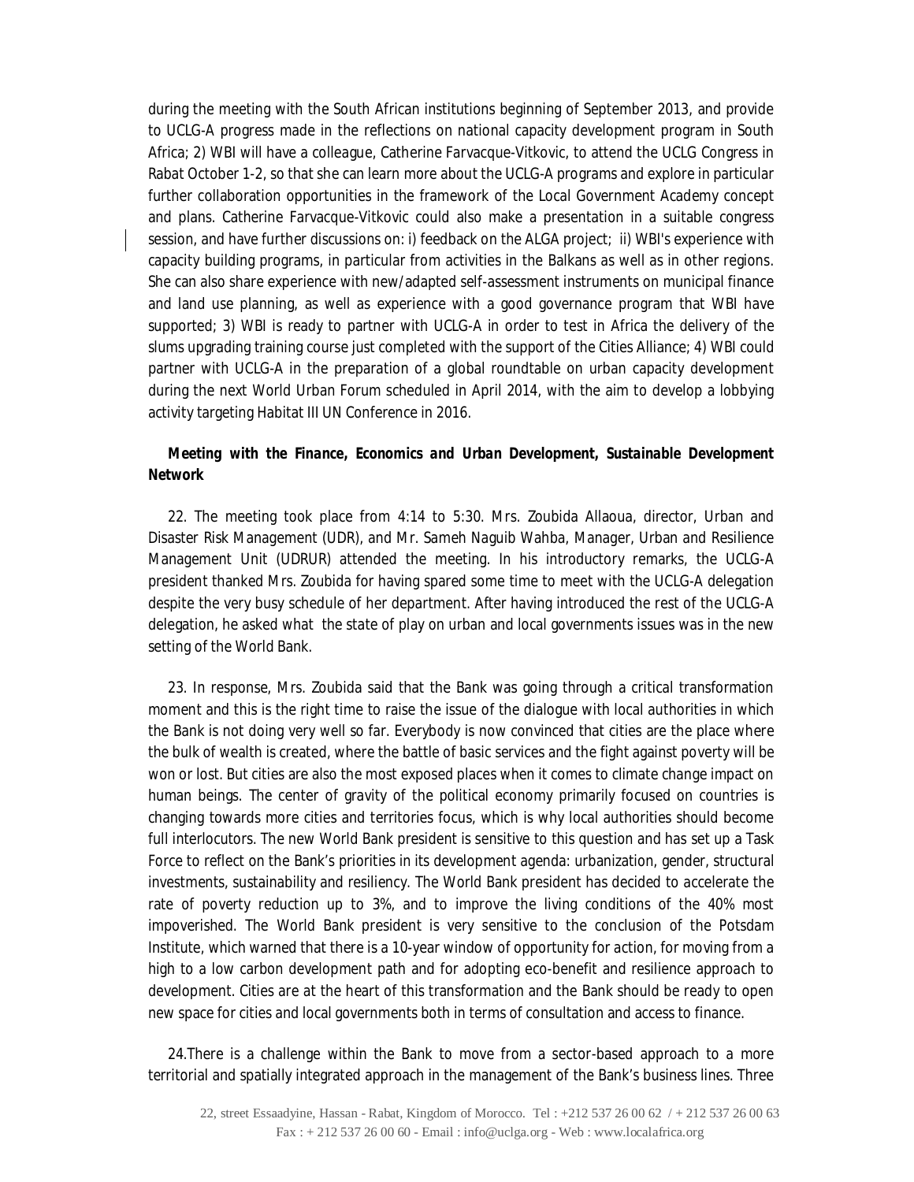during the meeting with the South African institutions beginning of September 2013, and provide to UCLG-A progress made in the reflections on national capacity development program in South Africa; 2) WBI will have a colleague, Catherine Farvacque-Vitkovic, to attend the UCLG Congress in Rabat October 1-2, so that she can learn more about the UCLG-A programs and explore in particular further collaboration opportunities in the framework of the Local Government Academy concept and plans. Catherine Farvacque-Vitkovic could also make a presentation in a suitable congress session, and have further discussions on: i) feedback on the ALGA project; ii) WBI's experience with capacity building programs, in particular from activities in the Balkans as well as in other regions. She can also share experience with new/adapted self-assessment instruments on municipal finance and land use planning, as well as experience with a good governance program that WBI have supported; 3) WBI is ready to partner with UCLG-A in order to test in Africa the delivery of the slums upgrading training course just completed with the support of the Cities Alliance; 4) WBI could partner with UCLG-A in the preparation of a global roundtable on urban capacity development during the next World Urban Forum scheduled in April 2014, with the aim to develop a lobbying activity targeting Habitat III UN Conference in 2016.

***Meeting with the Finance, Economics and Urban Development, Sustainable Development Network***

22. The meeting took place from 4:14 to 5:30. Mrs. Zoubida Allaoua, director, Urban and Disaster Risk Management (UDR), and Mr. Sameh Naguib Wahba, Manager, Urban and Resilience Management Unit (UDRUR) attended the meeting. In his introductory remarks, the UCLG-A president thanked Mrs. Zoubida for having spared some time to meet with the UCLG-A delegation despite the very busy schedule of her department. After having introduced the rest of the UCLG-A delegation, he asked what the state of play on urban and local governments issues was in the new setting of the World Bank.

23. In response, Mrs. Zoubida said that the Bank was going through a critical transformation moment and this is the right time to raise the issue of the dialogue with local authorities in which the Bank is not doing very well so far. Everybody is now convinced that cities are the place where the bulk of wealth is created, where the battle of basic services and the fight against poverty will be won or lost. But cities are also the most exposed places when it comes to climate change impact on human beings. The center of gravity of the political economy primarily focused on countries is changing towards more cities and territories focus, which is why local authorities should become full interlocutors. The new World Bank president is sensitive to this question and has set up a Task Force to reflect on the Bank's priorities in its development agenda: urbanization, gender, structural investments, sustainability and resiliency. The World Bank president has decided to accelerate the rate of poverty reduction up to 3%, and to improve the living conditions of the 40% most impoverished. The World Bank president is very sensitive to the conclusion of the Potsdam Institute, which warned that there is a 10-year window of opportunity for action, for moving from a high to a low carbon development path and for adopting eco-benefit and resilience approach to development. Cities are at the heart of this transformation and the Bank should be ready to open new space for cities and local governments both in terms of consultation and access to finance.

24.There is a challenge within the Bank to move from a sector-based approach to a more territorial and spatially integrated approach in the management of the Bank's business lines. Three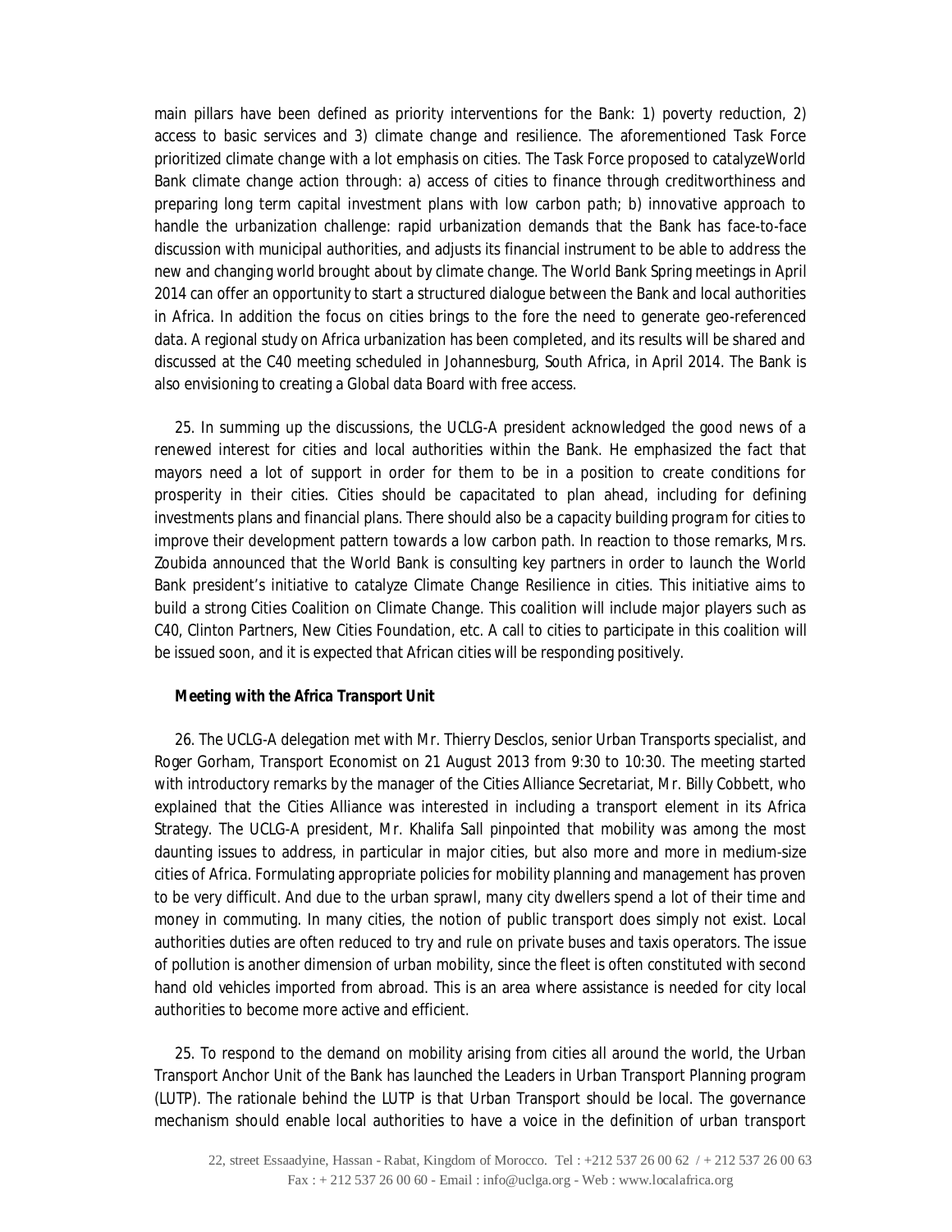main pillars have been defined as priority interventions for the Bank: 1) poverty reduction, 2) access to basic services and 3) climate change and resilience. The aforementioned Task Force prioritized climate change with a lot emphasis on cities. The Task Force proposed to catalyzeWorld Bank climate change action through: a) access of cities to finance through creditworthiness and preparing long term capital investment plans with low carbon path; b) innovative approach to handle the urbanization challenge: rapid urbanization demands that the Bank has face-to-face discussion with municipal authorities, and adjusts its financial instrument to be able to address the new and changing world brought about by climate change. The World Bank Spring meetings in April 2014 can offer an opportunity to start a structured dialogue between the Bank and local authorities in Africa. In addition the focus on cities brings to the fore the need to generate geo-referenced data. A regional study on Africa urbanization has been completed, and its results will be shared and discussed at the C40 meeting scheduled in Johannesburg, South Africa, in April 2014. The Bank is also envisioning to creating a Global data Board with free access.

25. In summing up the discussions, the UCLG-A president acknowledged the good news of a renewed interest for cities and local authorities within the Bank. He emphasized the fact that mayors need a lot of support in order for them to be in a position to create conditions for prosperity in their cities. Cities should be capacitated to plan ahead, including for defining investments plans and financial plans. There should also be a capacity building program for cities to improve their development pattern towards a low carbon path. In reaction to those remarks, Mrs. Zoubida announced that the World Bank is consulting key partners in order to launch the World Bank president's initiative to catalyze Climate Change Resilience in cities. This initiative aims to build a strong Cities Coalition on Climate Change. This coalition will include major players such as C40, Clinton Partners, New Cities Foundation, etc. A call to cities to participate in this coalition will be issued soon, and it is expected that African cities will be responding positively.

**Meeting with the Africa Transport Unit**

26. The UCLG-A delegation met with Mr. Thierry Desclos, senior Urban Transports specialist, and Roger Gorham, Transport Economist on 21 August 2013 from 9:30 to 10:30. The meeting started with introductory remarks by the manager of the Cities Alliance Secretariat, Mr. Billy Cobbett, who explained that the Cities Alliance was interested in including a transport element in its Africa Strategy. The UCLG-A president, Mr. Khalifa Sall pinpointed that mobility was among the most daunting issues to address, in particular in major cities, but also more and more in medium-size cities of Africa. Formulating appropriate policies for mobility planning and management has proven to be very difficult. And due to the urban sprawl, many city dwellers spend a lot of their time and money in commuting. In many cities, the notion of public transport does simply not exist. Local authorities duties are often reduced to try and rule on private buses and taxis operators. The issue of pollution is another dimension of urban mobility, since the fleet is often constituted with second hand old vehicles imported from abroad. This is an area where assistance is needed for city local authorities to become more active and efficient.

25. To respond to the demand on mobility arising from cities all around the world, the Urban Transport Anchor Unit of the Bank has launched the Leaders in Urban Transport Planning program (LUTP). The rationale behind the LUTP is that Urban Transport should be local. The governance mechanism should enable local authorities to have a voice in the definition of urban transport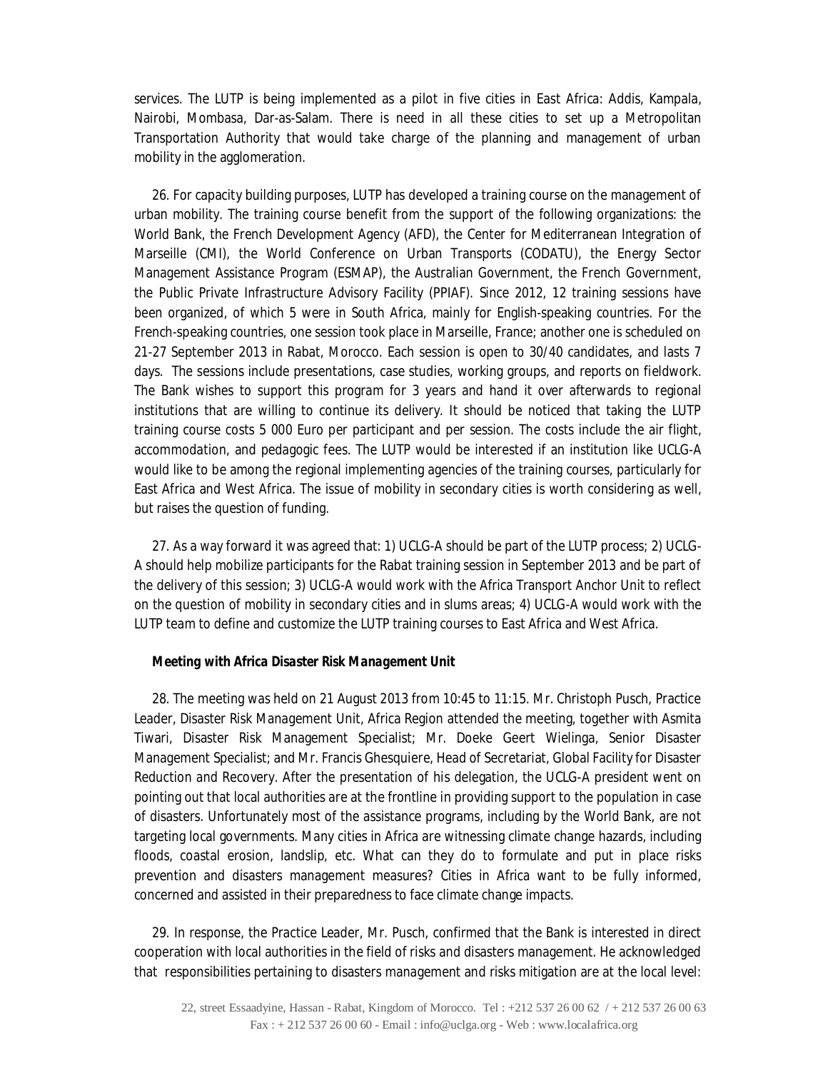services. The LUTP is being implemented as a pilot in five cities in East Africa: Addis, Kampala, Nairobi, Mombasa, Dar-as-Salam. There is need in all these cities to set up a Metropolitan Transportation Authority that would take charge of the planning and management of urban mobility in the agglomeration.

26. For capacity building purposes, LUTP has developed a training course on the management of urban mobility. The training course benefit from the support of the following organizations: the World Bank, the French Development Agency (AFD), the Center for Mediterranean Integration of Marseille (CMI), the World Conference on Urban Transports (CODATU), the Energy Sector Management Assistance Program (ESMAP), the Australian Government, the French Government, the Public Private Infrastructure Advisory Facility (PPIAF). Since 2012, 12 training sessions have been organized, of which 5 were in South Africa, mainly for English-speaking countries. For the French-speaking countries, one session took place in Marseille, France; another one is scheduled on 21-27 September 2013 in Rabat, Morocco. Each session is open to 30/40 candidates, and lasts 7 days. The sessions include presentations, case studies, working groups, and reports on fieldwork. The Bank wishes to support this program for 3 years and hand it over afterwards to regional institutions that are willing to continue its delivery. It should be noticed that taking the LUTP training course costs 5 000 Euro per participant and per session. The costs include the air flight, accommodation, and pedagogic fees. The LUTP would be interested if an institution like UCLG-A would like to be among the regional implementing agencies of the training courses, particularly for East Africa and West Africa. The issue of mobility in secondary cities is worth considering as well, but raises the question of funding.

27. As a way forward it was agreed that: 1) UCLG-A should be part of the LUTP process; 2) UCLG-A should help mobilize participants for the Rabat training session in September 2013 and be part of the delivery of this session; 3) UCLG-A would work with the Africa Transport Anchor Unit to reflect on the question of mobility in secondary cities and in slums areas; 4) UCLG-A would work with the LUTP team to define and customize the LUTP training courses to East Africa and West Africa.

***Meeting with Africa Disaster Risk Management Unit***

28. The meeting was held on 21 August 2013 from 10:45 to 11:15. Mr. Christoph Pusch, Practice Leader, Disaster Risk Management Unit, Africa Region attended the meeting, together with Asmita Tiwari, Disaster Risk Management Specialist; Mr. Doeke Geert Wielinga, Senior Disaster Management Specialist; and Mr. Francis Ghesquiere, Head of Secretariat, Global Facility for Disaster Reduction and Recovery. After the presentation of his delegation, the UCLG-A president went on pointing out that local authorities are at the frontline in providing support to the population in case of disasters. Unfortunately most of the assistance programs, including by the World Bank, are not targeting local governments. Many cities in Africa are witnessing climate change hazards, including floods, coastal erosion, landslip, etc. What can they do to formulate and put in place risks prevention and disasters management measures? Cities in Africa want to be fully informed, concerned and assisted in their preparedness to face climate change impacts.

29. In response, the Practice Leader, Mr. Pusch, confirmed that the Bank is interested in direct cooperation with local authorities in the field of risks and disasters management. He acknowledged that responsibilities pertaining to disasters management and risks mitigation are at the local level: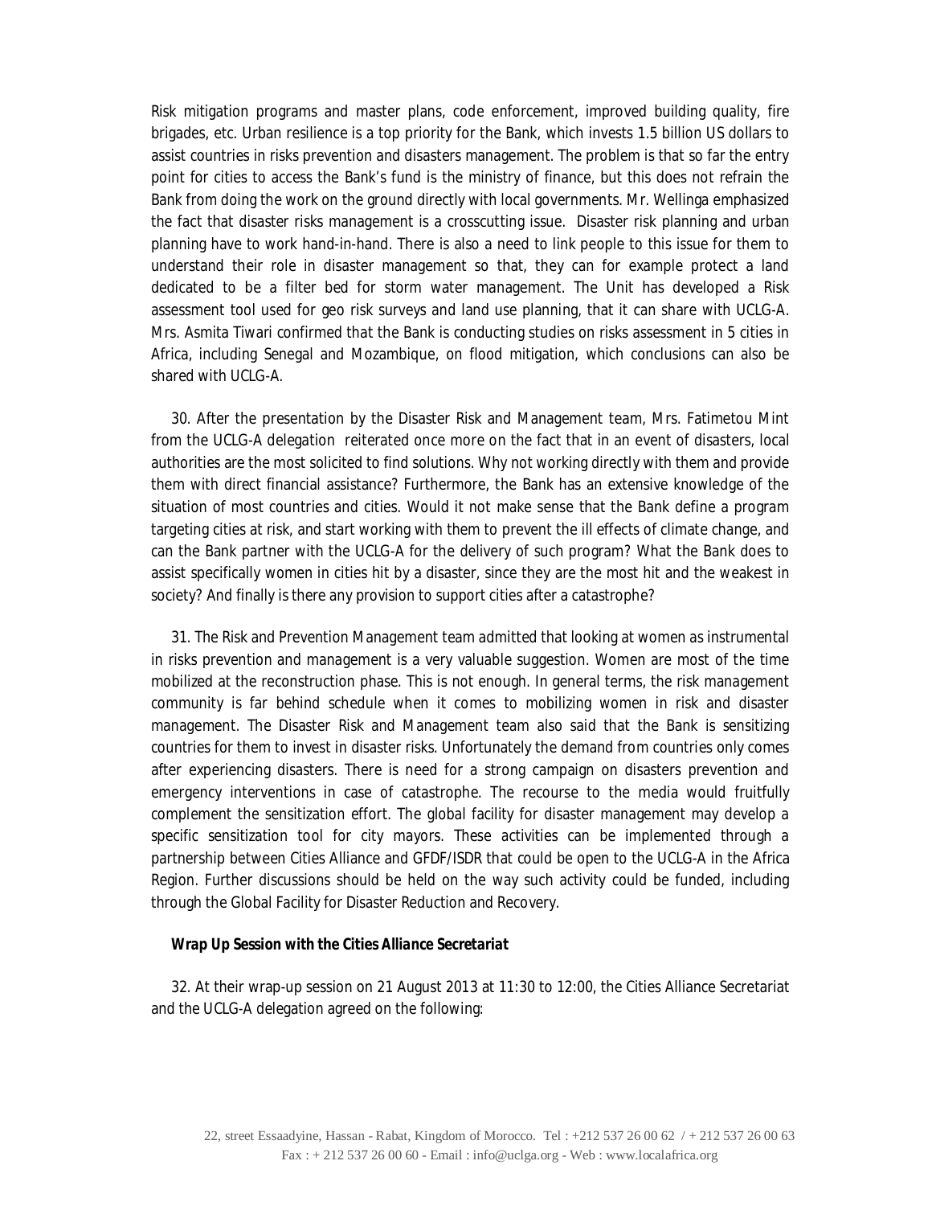Risk mitigation programs and master plans, code enforcement, improved building quality, fire brigades, etc. Urban resilience is a top priority for the Bank, which invests 1.5 billion US dollars to assist countries in risks prevention and disasters management. The problem is that so far the entry point for cities to access the Bank's fund is the ministry of finance, but this does not refrain the Bank from doing the work on the ground directly with local governments. Mr. Wellinga emphasized the fact that disaster risks management is a crosscutting issue. Disaster risk planning and urban planning have to work hand-in-hand. There is also a need to link people to this issue for them to understand their role in disaster management so that, they can for example protect a land dedicated to be a filter bed for storm water management. The Unit has developed a Risk assessment tool used for geo risk surveys and land use planning, that it can share with UCLG-A. Mrs. Asmita Tiwari confirmed that the Bank is conducting studies on risks assessment in 5 cities in Africa, including Senegal and Mozambique, on flood mitigation, which conclusions can also be shared with UCLG-A.

30. After the presentation by the Disaster Risk and Management team, Mrs. Fatimetou Mint from the UCLG-A delegation reiterated once more on the fact that in an event of disasters, local authorities are the most solicited to find solutions. Why not working directly with them and provide them with direct financial assistance? Furthermore, the Bank has an extensive knowledge of the situation of most countries and cities. Would it not make sense that the Bank define a program targeting cities at risk, and start working with them to prevent the ill effects of climate change, and can the Bank partner with the UCLG-A for the delivery of such program? What the Bank does to assist specifically women in cities hit by a disaster, since they are the most hit and the weakest in society? And finally is there any provision to support cities after a catastrophe?

31. The Risk and Prevention Management team admitted that looking at women as instrumental in risks prevention and management is a very valuable suggestion. Women are most of the time mobilized at the reconstruction phase. This is not enough. In general terms, the risk management community is far behind schedule when it comes to mobilizing women in risk and disaster management. The Disaster Risk and Management team also said that the Bank is sensitizing countries for them to invest in disaster risks. Unfortunately the demand from countries only comes after experiencing disasters. There is need for a strong campaign on disasters prevention and emergency interventions in case of catastrophe. The recourse to the media would fruitfully complement the sensitization effort. The global facility for disaster management may develop a specific sensitization tool for city mayors. These activities can be implemented through a partnership between Cities Alliance and GFDF/ISDR that could be open to the UCLG-A in the Africa Region. Further discussions should be held on the way such activity could be funded, including through the Global Facility for Disaster Reduction and Recovery.

***Wrap Up Session with the Cities Alliance Secretariat***

32. At their wrap-up session on 21 August 2013 at 11:30 to 12:00, the Cities Alliance Secretariat and the UCLG-A delegation agreed on the following: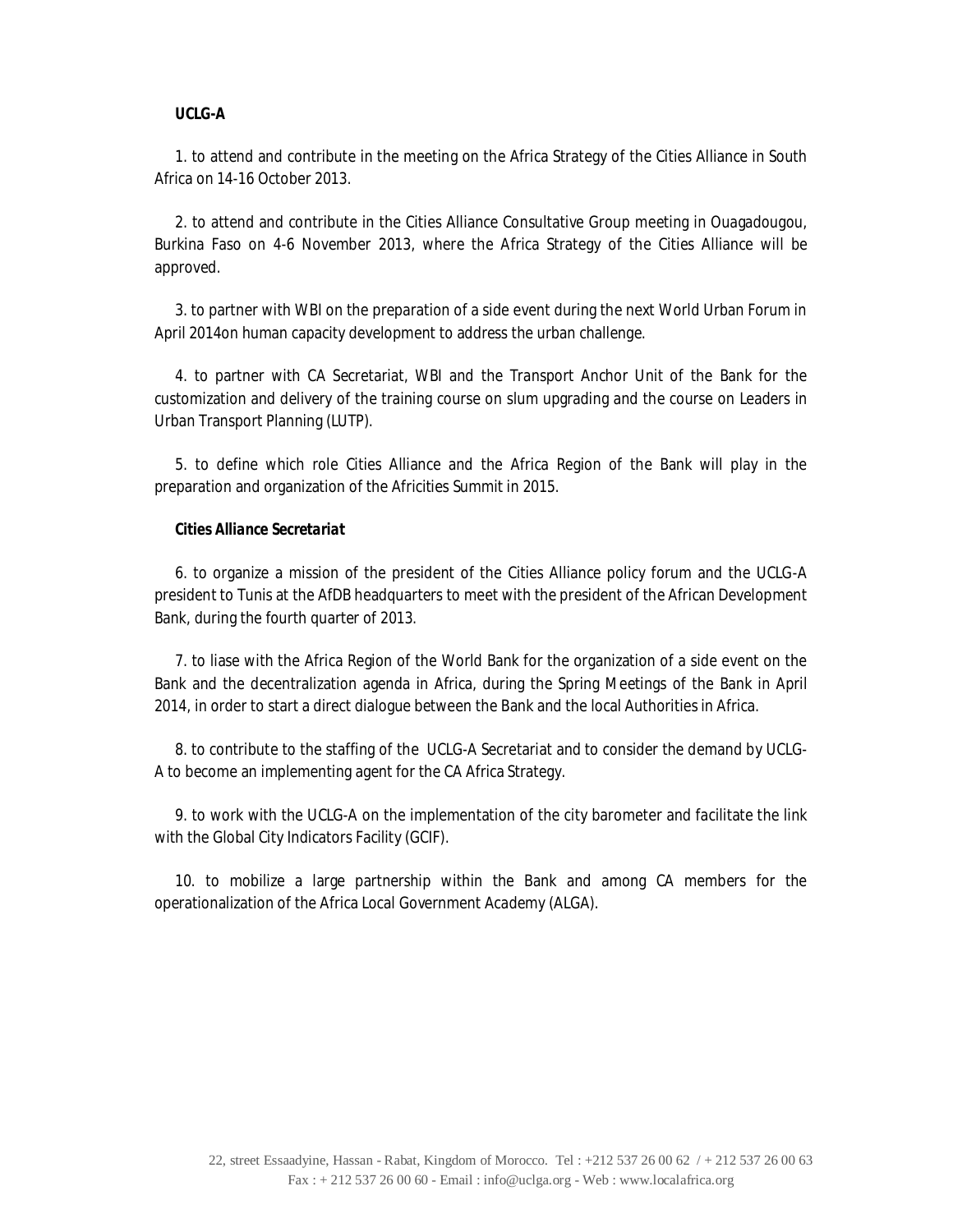***UCLG-A***

1. to attend and contribute in the meeting on the Africa Strategy of the Cities Alliance in South Africa on 14-16 October 2013.

2. to attend and contribute in the Cities Alliance Consultative Group meeting in Ouagadougou, Burkina Faso on 4-6 November 2013, where the Africa Strategy of the Cities Alliance will be approved.

3. to partner with WBI on the preparation of a side event during the next World Urban Forum in April 2014on human capacity development to address the urban challenge.

4. to partner with CA Secretariat, WBI and the Transport Anchor Unit of the Bank for the customization and delivery of the training course on slum upgrading and the course on Leaders in Urban Transport Planning (LUTP).

5. to define which role Cities Alliance and the Africa Region of the Bank will play in the preparation and organization of the Africities Summit in 2015.

***Cities Alliance Secretariat***

6. to organize a mission of the president of the Cities Alliance policy forum and the UCLG-A president to Tunis at the AfDB headquarters to meet with the president of the African Development Bank, during the fourth quarter of 2013.

7. to liase with the Africa Region of the World Bank for the organization of a side event on the Bank and the decentralization agenda in Africa, during the Spring Meetings of the Bank in April 2014, in order to start a direct dialogue between the Bank and the local Authorities in Africa.

8. to contribute to the staffing of the UCLG-A Secretariat and to consider the demand by UCLG-A to become an implementing agent for the CA Africa Strategy.

9. to work with the UCLG-A on the implementation of the city barometer and facilitate the link with the Global City Indicators Facility (GCIF).

10. to mobilize a large partnership within the Bank and among CA members for the operationalization of the Africa Local Government Academy (ALGA).